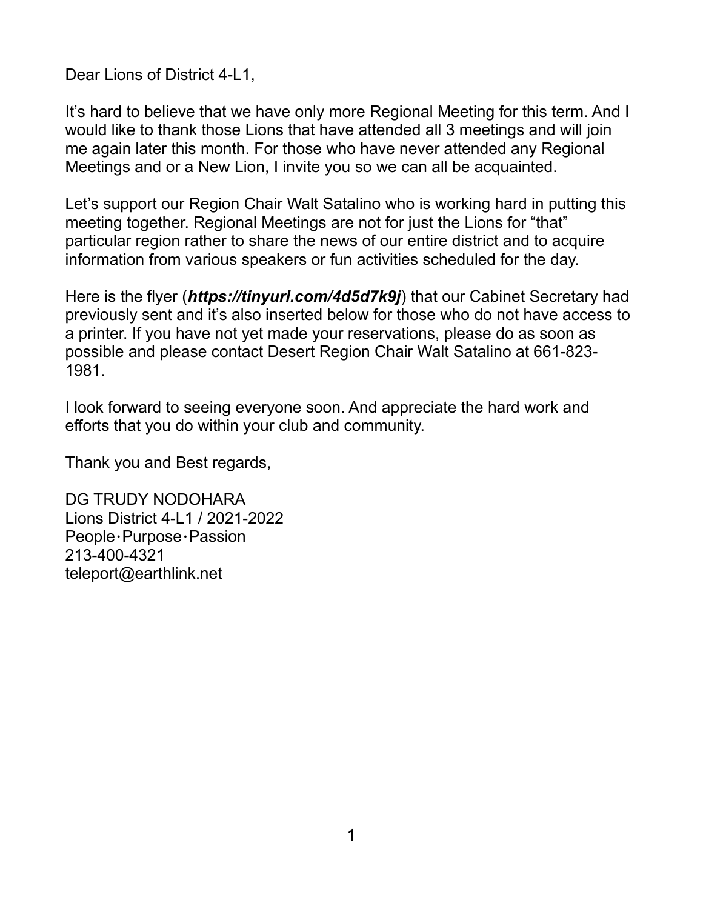Dear Lions of District 4-L1,

It's hard to believe that we have only more Regional Meeting for this term. And I would like to thank those Lions that have attended all 3 meetings and will join me again later this month. For those who have never attended any Regional Meetings and or a New Lion, I invite you so we can all be acquainted.

Let's support our Region Chair Walt Satalino who is working hard in putting this meeting together. Regional Meetings are not for just the Lions for "that" particular region rather to share the news of our entire district and to acquire information from various speakers or fun activities scheduled for the day.

Here is the flyer (***https://tinyurl.com/4d5d7k9j***) that our Cabinet Secretary had previously sent and it's also inserted below for those who do not have access to a printer. If you have not yet made your reservations, please do as soon as possible and please contact Desert Region Chair Walt Satalino at 661-823-1981.

I look forward to seeing everyone soon. And appreciate the hard work and efforts that you do within your club and community.

Thank you and Best regards,

DG TRUDY NODOHARA
Lions District 4-L1 / 2021-2022
People･Purpose･Passion
213-400-4321
teleport@earthlink.net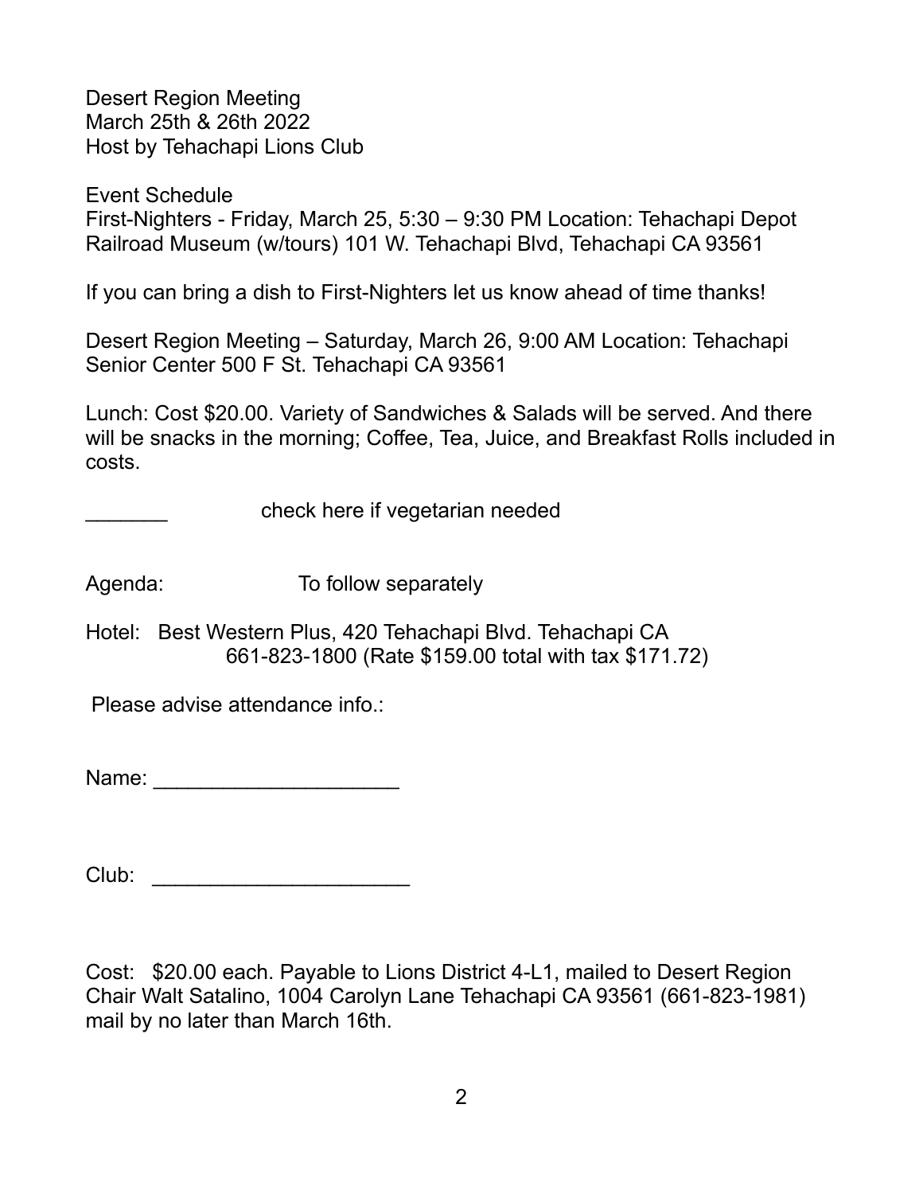Desert Region Meeting
March 25th & 26th 2022
Host by Tehachapi Lions Club

Event Schedule
First-Nighters - Friday, March 25, 5:30 – 9:30 PM Location: Tehachapi Depot Railroad Museum (w/tours) 101 W. Tehachapi Blvd, Tehachapi CA 93561

If you can bring a dish to First-Nighters let us know ahead of time thanks!

Desert Region Meeting – Saturday, March 26, 9:00 AM Location: Tehachapi Senior Center 500 F St. Tehachapi CA 93561

Lunch: Cost $20.00. Variety of Sandwiches & Salads will be served. And there will be snacks in the morning; Coffee, Tea, Juice, and Breakfast Rolls included in costs.

_______ check here if vegetarian needed

Agenda: To follow separately

Hotel: Best Western Plus, 420 Tehachapi Blvd. Tehachapi CA
661-823-1800 (Rate $159.00 total with tax $171.72)

Please advise attendance info.:

Name: ____________________

Club: ______________________

Cost: $20.00 each. Payable to Lions District 4-L1, mailed to Desert Region Chair Walt Satalino, 1004 Carolyn Lane Tehachapi CA 93561 (661-823-1981) mail by no later than March 16th.